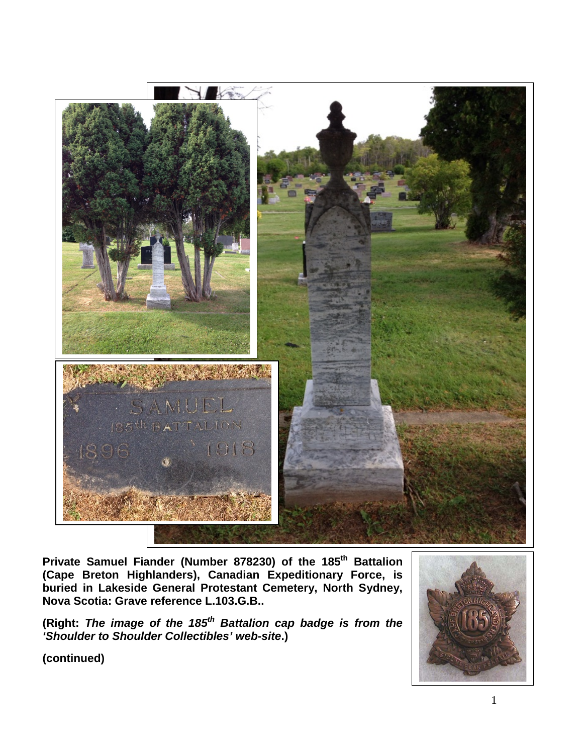**Private Samuel Fiander (Number 878230) of the 185th Battalion (Cape Breton Highlanders), Canadian Expeditionary Force, is buried in Lakeside General Protestant Cemetery, North Sydney, Nova Scotia: Grave reference L.103.G.B..**

**(Right: *The image of the 185th Battalion cap badge is from the 'Shoulder to Shoulder Collectibles' web-site*.)**

**(continued)**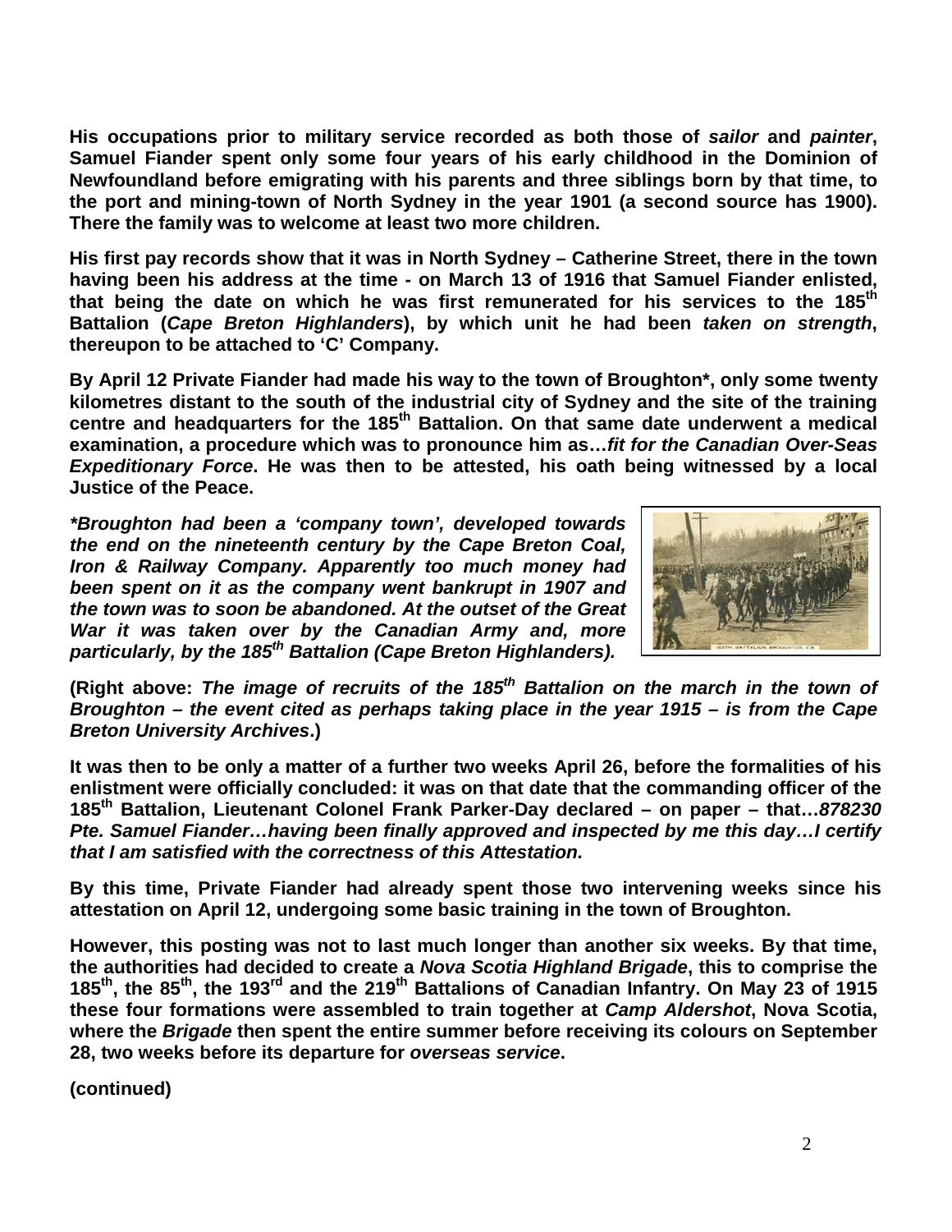**His occupations prior to military service recorded as both those of *sailor* and *painter*, Samuel Fiander spent only some four years of his early childhood in the Dominion of Newfoundland before emigrating with his parents and three siblings born by that time, to the port and mining-town of North Sydney in the year 1901 (a second source has 1900). There the family was to welcome at least two more children.**

**His first pay records show that it was in North Sydney – Catherine Street, there in the town having been his address at the time - on March 13 of 1916 that Samuel Fiander enlisted, that being the date on which he was first remunerated for his services to the 185th Battalion (*Cape Breton Highlanders*), by which unit he had been *taken on strength*, thereupon to be attached to 'C' Company.**

**By April 12 Private Fiander had made his way to the town of Broughton\*, only some twenty kilometres distant to the south of the industrial city of Sydney and the site of the training centre and headquarters for the 185th Battalion. On that same date underwent a medical examination, a procedure which was to pronounce him as…*fit for the Canadian Over-Seas Expeditionary Force*. He was then to be attested, his oath being witnessed by a local Justice of the Peace.**

***\*Broughton had been a 'company town', developed towards the end on the nineteenth century by the Cape Breton Coal, Iron & Railway Company. Apparently too much money had been spent on it as the company went bankrupt in 1907 and the town was to soon be abandoned. At the outset of the Great War it was taken over by the Canadian Army and, more particularly, by the 185th Battalion (Cape Breton Highlanders).***

**(Right above: *The image of recruits of the 185th Battalion on the march in the town of Broughton – the event cited as perhaps taking place in the year 1915 – is from the Cape Breton University Archives*.)**

**It was then to be only a matter of a further two weeks April 26, before the formalities of his enlistment were officially concluded: it was on that date that the commanding officer of the 185th Battalion, Lieutenant Colonel Frank Parker-Day declared – on paper – that…*878230 Pte. Samuel Fiander…having been finally approved and inspected by me this day…I certify that I am satisfied with the correctness of this Attestation.***

**By this time, Private Fiander had already spent those two intervening weeks since his attestation on April 12, undergoing some basic training in the town of Broughton.**

**However, this posting was not to last much longer than another six weeks. By that time, the authorities had decided to create a *Nova Scotia Highland Brigade*, this to comprise the 185th, the 85th, the 193rd and the 219th Battalions of Canadian Infantry. On May 23 of 1915 these four formations were assembled to train together at *Camp Aldershot*, Nova Scotia, where the *Brigade* then spent the entire summer before receiving its colours on September 28, two weeks before its departure for *overseas service*.**

**(continued)**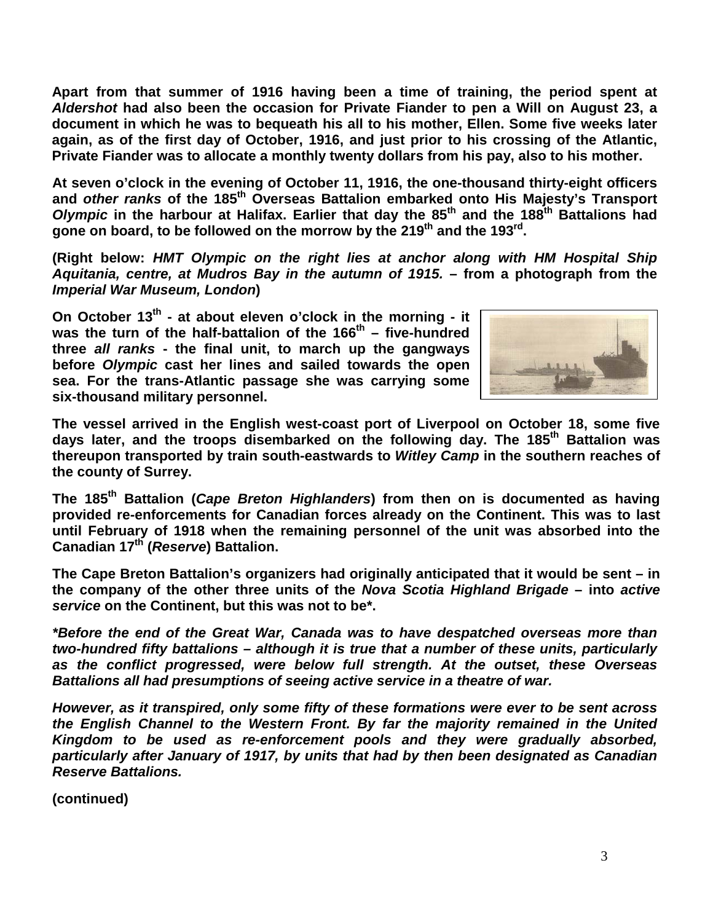**Apart from that summer of 1916 having been a time of training, the period spent at *Aldershot* had also been the occasion for Private Fiander to pen a Will on August 23, a document in which he was to bequeath his all to his mother, Ellen. Some five weeks later again, as of the first day of October, 1916, and just prior to his crossing of the Atlantic, Private Fiander was to allocate a monthly twenty dollars from his pay, also to his mother.**

**At seven o'clock in the evening of October 11, 1916, the one-thousand thirty-eight officers and *other ranks* of the 185th Overseas Battalion embarked onto His Majesty's Transport *Olympic* in the harbour at Halifax. Earlier that day the 85th and the 188th Battalions had gone on board, to be followed on the morrow by the 219th and the 193rd.**

**(Right below: *HMT Olympic on the right lies at anchor along with HM Hospital Ship Aquitania, centre, at Mudros Bay in the autumn of 1915.* – from a photograph from the *Imperial War Museum, London*)**

**On October 13th - at about eleven o'clock in the morning - it was the turn of the half-battalion of the 166th – five-hundred three *all ranks* - the final unit, to march up the gangways before *Olympic* cast her lines and sailed towards the open sea. For the trans-Atlantic passage she was carrying some six-thousand military personnel.**

**The vessel arrived in the English west-coast port of Liverpool on October 18, some five days later, and the troops disembarked on the following day. The 185th Battalion was thereupon transported by train south-eastwards to *Witley Camp* in the southern reaches of the county of Surrey.**

**The 185th Battalion (*Cape Breton Highlanders*) from then on is documented as having provided re-enforcements for Canadian forces already on the Continent. This was to last until February of 1918 when the remaining personnel of the unit was absorbed into the Canadian 17th (*Reserve*) Battalion.**

**The Cape Breton Battalion's organizers had originally anticipated that it would be sent – in the company of the other three units of the *Nova Scotia Highland Brigade* – into *active service* on the Continent, but this was not to be*.**

***\*Before the end of the Great War, Canada was to have despatched overseas more than two-hundred fifty battalions – although it is true that a number of these units, particularly as the conflict progressed, were below full strength. At the outset, these Overseas Battalions all had presumptions of seeing active service in a theatre of war.***

***However, as it transpired, only some fifty of these formations were ever to be sent across the English Channel to the Western Front. By far the majority remained in the United Kingdom to be used as re-enforcement pools and they were gradually absorbed, particularly after January of 1917, by units that had by then been designated as Canadian Reserve Battalions.***

**(continued)**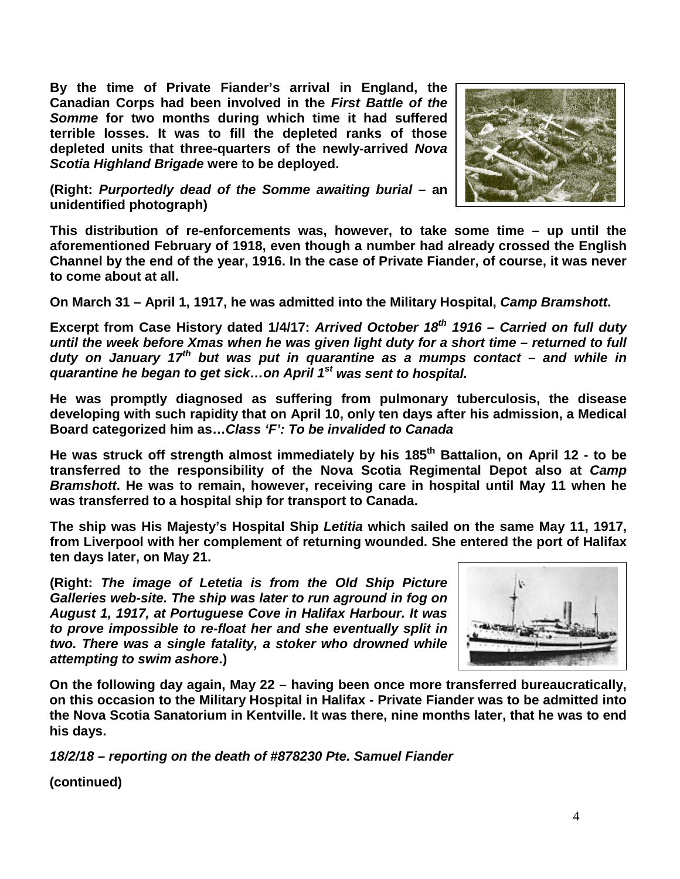**By the time of Private Fiander's arrival in England, the Canadian Corps had been involved in the *First Battle of the Somme* for two months during which time it had suffered terrible losses. It was to fill the depleted ranks of those depleted units that three-quarters of the newly-arrived *Nova Scotia Highland Brigade* were to be deployed.**

**(Right: *Purportedly dead of the Somme awaiting burial* – an unidentified photograph)**

**This distribution of re-enforcements was, however, to take some time – up until the aforementioned February of 1918, even though a number had already crossed the English Channel by the end of the year, 1916. In the case of Private Fiander, of course, it was never to come about at all.**

**On March 31 – April 1, 1917, he was admitted into the Military Hospital, *Camp Bramshott*.**

**Excerpt from Case History dated 1/4/17: *Arrived October 18th 1916 – Carried on full duty until the week before Xmas when he was given light duty for a short time – returned to full duty on January 17th but was put in quarantine as a mumps contact – and while in quarantine he began to get sick…on April 1st was sent to hospital.***

**He was promptly diagnosed as suffering from pulmonary tuberculosis, the disease developing with such rapidity that on April 10, only ten days after his admission, a Medical Board categorized him as…*Class 'F': To be invalided to Canada***

**He was struck off strength almost immediately by his 185th Battalion, on April 12 - to be transferred to the responsibility of the Nova Scotia Regimental Depot also at *Camp Bramshott*. He was to remain, however, receiving care in hospital until May 11 when he was transferred to a hospital ship for transport to Canada.**

**The ship was His Majesty's Hospital Ship *Letitia* which sailed on the same May 11, 1917, from Liverpool with her complement of returning wounded. She entered the port of Halifax ten days later, on May 21.**

**(Right: *The image of Letetia is from the Old Ship Picture Galleries web-site. The ship was later to run aground in fog on August 1, 1917, at Portuguese Cove in Halifax Harbour. It was to prove impossible to re-float her and she eventually split in two. There was a single fatality, a stoker who drowned while attempting to swim ashore*.)**

**On the following day again, May 22 – having been once more transferred bureaucratically, on this occasion to the Military Hospital in Halifax - Private Fiander was to be admitted into the Nova Scotia Sanatorium in Kentville. It was there, nine months later, that he was to end his days.**

***18/2/18 – reporting on the death of #878230 Pte. Samuel Fiander***

**(continued)**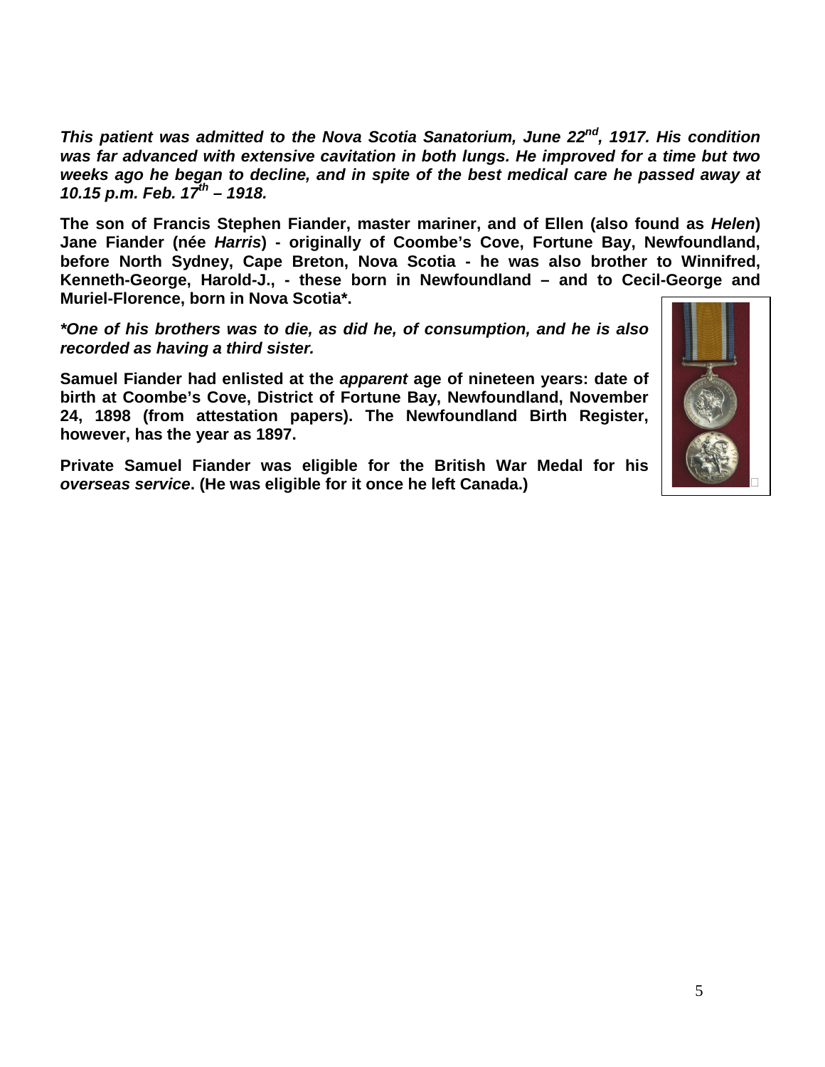***This patient was admitted to the Nova Scotia Sanatorium, June 22nd, 1917. His condition was far advanced with extensive cavitation in both lungs. He improved for a time but two weeks ago he began to decline, and in spite of the best medical care he passed away at 10.15 p.m. Feb. 17th – 1918.***

**The son of Francis Stephen Fiander, master mariner, and of Ellen (also found as *Helen*) Jane Fiander (née *Harris*) - originally of Coombe's Cove, Fortune Bay, Newfoundland, before North Sydney, Cape Breton, Nova Scotia - he was also brother to Winnifred, Kenneth-George, Harold-J., - these born in Newfoundland – and to Cecil-George and Muriel-Florence, born in Nova Scotia*.**

***\*One of his brothers was to die, as did he, of consumption, and he is also recorded as having a third sister.***

**Samuel Fiander had enlisted at the *apparent* age of nineteen years: date of birth at Coombe's Cove, District of Fortune Bay, Newfoundland, November 24, 1898 (from attestation papers). The Newfoundland Birth Register, however, has the year as 1897.**

**Private Samuel Fiander was eligible for the British War Medal for his *overseas service*. (He was eligible for it once he left Canada.)**